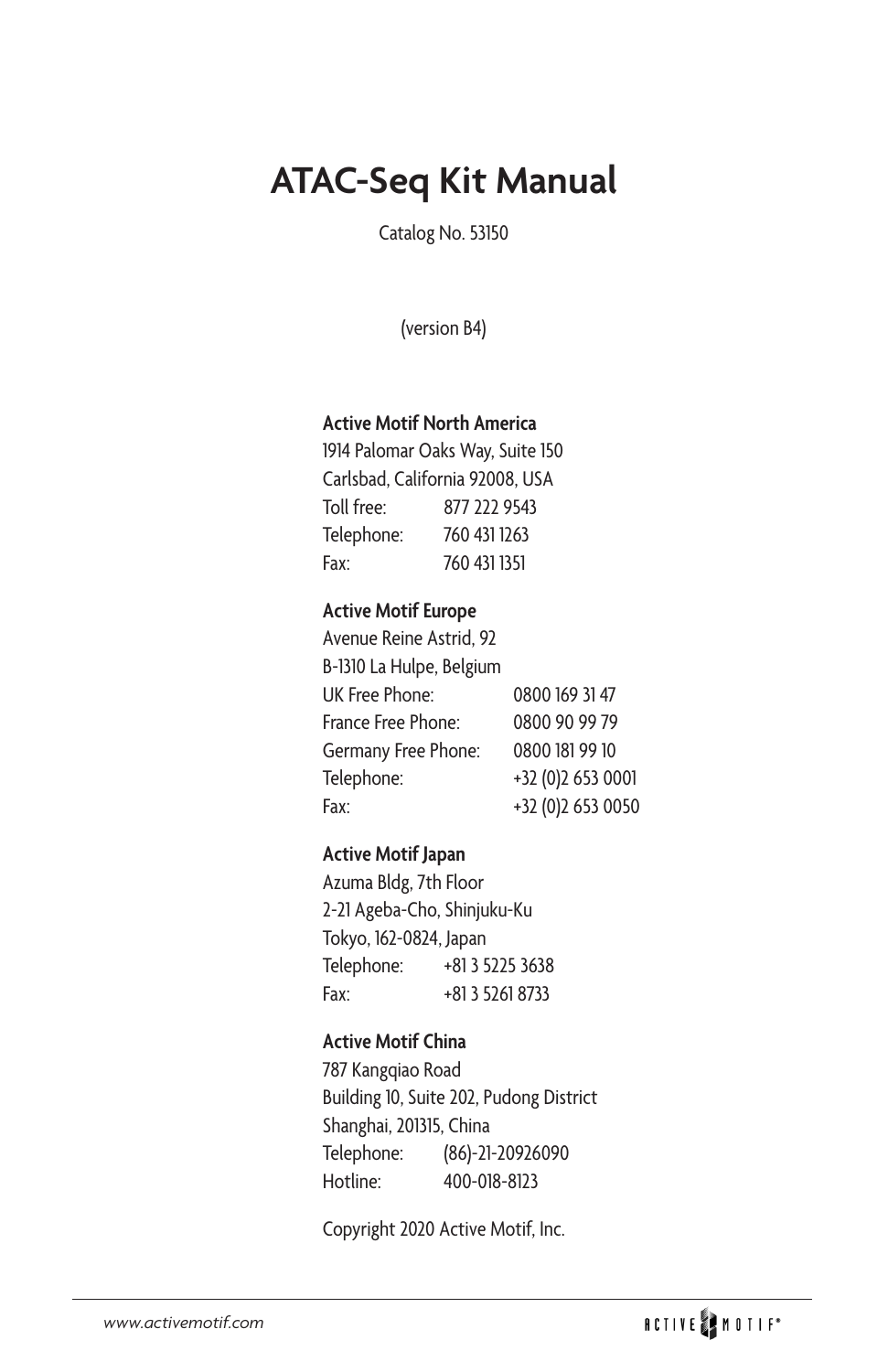# ATAC-Seq Kit Manual

Catalog No. 53150

(version B4)

**Active Motif North America**

1914 Palomar Oaks Way, Suite 150
Carlsbad, California 92008, USA

| | |
|---|---|
| Toll free: | 877 222 9543 |
| Telephone: | 760 431 1263 |
| Fax: | 760 431 1351 |

**Active Motif Europe**

Avenue Reine Astrid, 92
B-1310 La Hulpe, Belgium

| | |
|---|---|
| UK Free Phone: | 0800 169 31 47 |
| France Free Phone: | 0800 90 99 79 |
| Germany Free Phone: | 0800 181 99 10 |
| Telephone: | +32 (0)2 653 0001 |
| Fax: | +32 (0)2 653 0050 |

**Active Motif Japan**

Azuma Bldg, 7th Floor
2-21 Ageba-Cho, Shinjuku-Ku
Tokyo, 162-0824, Japan

| | |
|---|---|
| Telephone: | +81 3 5225 3638 |
| Fax: | +81 3 5261 8733 |

**Active Motif China**

787 Kangqiao Road
Building 10, Suite 202, Pudong District
Shanghai, 201315, China

| | |
|---|---|
| Telephone: | (86)-21-20926090 |
| Hotline: | 400-018-8123 |

Copyright 2020 Active Motif, Inc.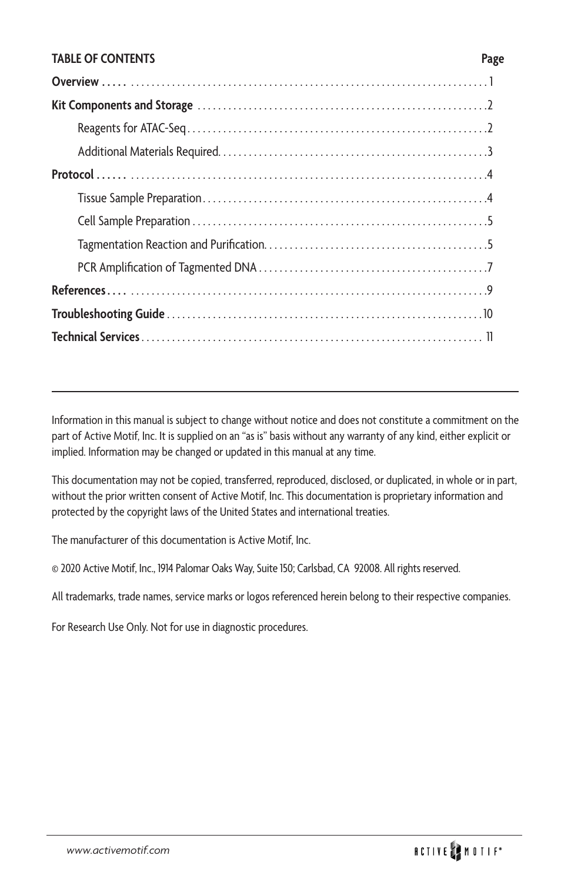## TABLE OF CONTENTS

| | Page |
|---|---|
| **Overview** | 1 |
| **Kit Components and Storage** | 2 |
| Reagents for ATAC-Seq | 2 |
| Additional Materials Required | 3 |
| **Protocol** | 4 |
| Tissue Sample Preparation | 4 |
| Cell Sample Preparation | 5 |
| Tagmentation Reaction and Purification | 5 |
| PCR Amplification of Tagmented DNA | 7 |
| **References** | 9 |
| **Troubleshooting Guide** | 10 |
| **Technical Services** | 11 |

---

Information in this manual is subject to change without notice and does not constitute a commitment on the part of Active Motif, Inc. It is supplied on an "as is" basis without any warranty of any kind, either explicit or implied. Information may be changed or updated in this manual at any time.

This documentation may not be copied, transferred, reproduced, disclosed, or duplicated, in whole or in part, without the prior written consent of Active Motif, Inc. This documentation is proprietary information and protected by the copyright laws of the United States and international treaties.

The manufacturer of this documentation is Active Motif, Inc.

© 2020 Active Motif, Inc., 1914 Palomar Oaks Way, Suite 150; Carlsbad, CA 92008. All rights reserved.

All trademarks, trade names, service marks or logos referenced herein belong to their respective companies.

For Research Use Only. Not for use in diagnostic procedures.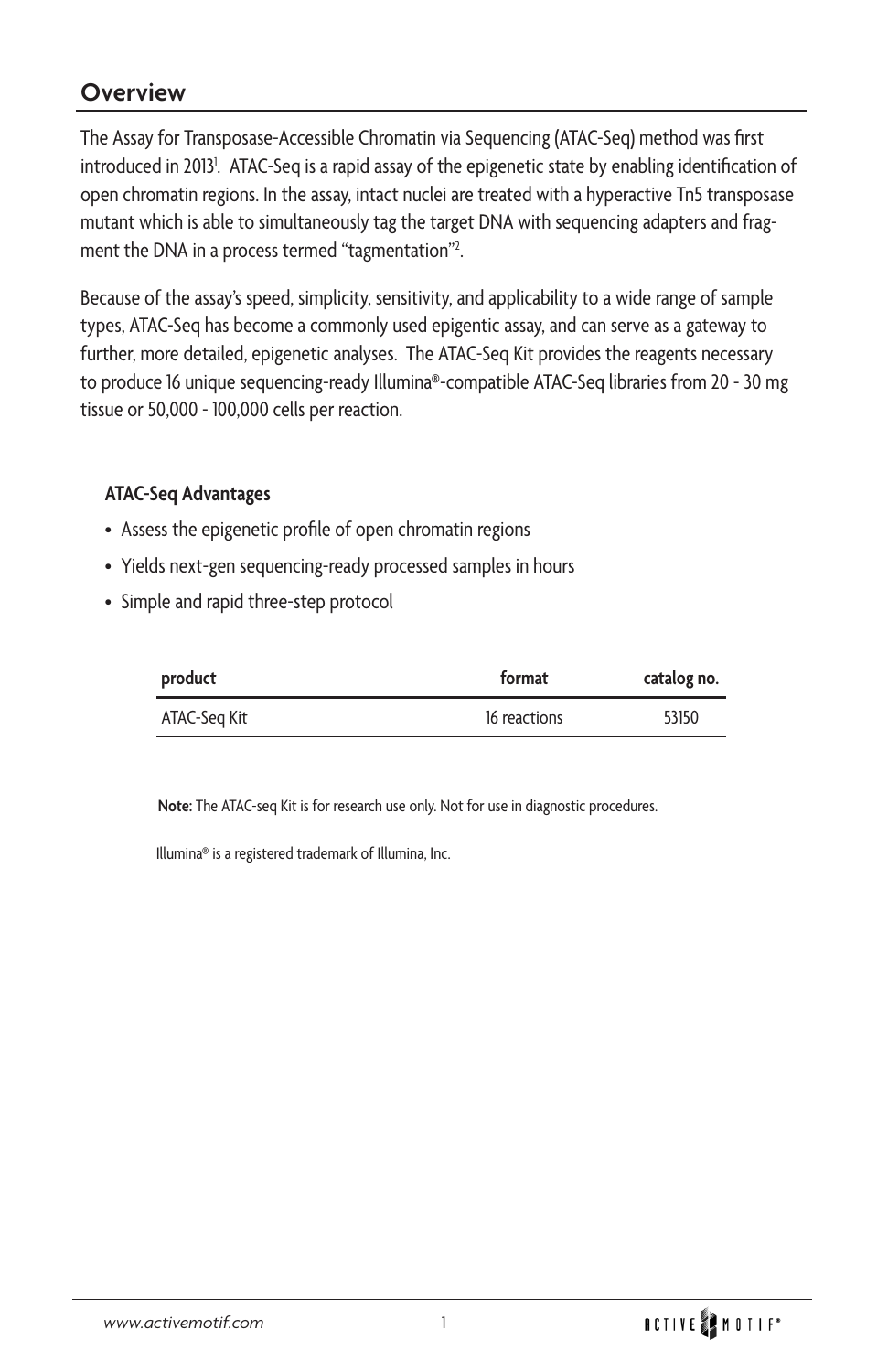## Overview

The Assay for Transposase-Accessible Chromatin via Sequencing (ATAC-Seq) method was first introduced in 2013[1]. ATAC-Seq is a rapid assay of the epigenetic state by enabling identification of open chromatin regions. In the assay, intact nuclei are treated with a hyperactive Tn5 transposase mutant which is able to simultaneously tag the target DNA with sequencing adapters and fragment the DNA in a process termed "tagmentation"[2].

Because of the assay's speed, simplicity, sensitivity, and applicability to a wide range of sample types, ATAC-Seq has become a commonly used epigentic assay, and can serve as a gateway to further, more detailed, epigenetic analyses. The ATAC-Seq Kit provides the reagents necessary to produce 16 unique sequencing-ready Illumina®-compatible ATAC-Seq libraries from 20 - 30 mg tissue or 50,000 - 100,000 cells per reaction.

**ATAC-Seq Advantages**

- Assess the epigenetic profile of open chromatin regions
- Yields next-gen sequencing-ready processed samples in hours
- Simple and rapid three-step protocol

| product | format | catalog no. |
|---|---|---|
| ATAC-Seq Kit | 16 reactions | 53150 |

**Note:** The ATAC-seq Kit is for research use only. Not for use in diagnostic procedures.

Illumina® is a registered trademark of Illumina, Inc.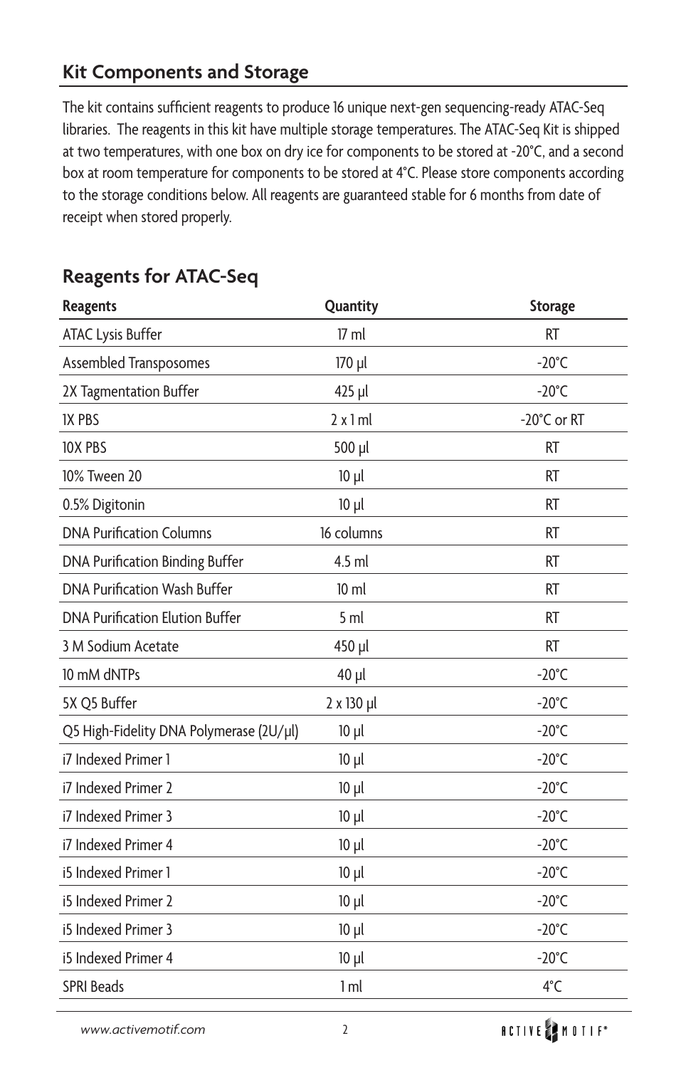## Kit Components and Storage

The kit contains sufficient reagents to produce 16 unique next-gen sequencing-ready ATAC-Seq libraries. The reagents in this kit have multiple storage temperatures. The ATAC-Seq Kit is shipped at two temperatures, with one box on dry ice for components to be stored at -20°C, and a second box at room temperature for components to be stored at 4°C. Please store components according to the storage conditions below. All reagents are guaranteed stable for 6 months from date of receipt when stored properly.

## Reagents for ATAC-Seq

| Reagents | Quantity | Storage |
|---|---|---|
| ATAC Lysis Buffer | 17 ml | RT |
| Assembled Transposomes | 170 µl | -20°C |
| 2X Tagmentation Buffer | 425 µl | -20°C |
| 1X PBS | 2 x 1 ml | -20°C or RT |
| 10X PBS | 500 µl | RT |
| 10% Tween 20 | 10 µl | RT |
| 0.5% Digitonin | 10 µl | RT |
| DNA Purification Columns | 16 columns | RT |
| DNA Purification Binding Buffer | 4.5 ml | RT |
| DNA Purification Wash Buffer | 10 ml | RT |
| DNA Purification Elution Buffer | 5 ml | RT |
| 3 M Sodium Acetate | 450 µl | RT |
| 10 mM dNTPs | 40 µl | -20°C |
| 5X Q5 Buffer | 2 x 130 µl | -20°C |
| Q5 High-Fidelity DNA Polymerase (2U/µl) | 10 µl | -20°C |
| i7 Indexed Primer 1 | 10 µl | -20°C |
| i7 Indexed Primer 2 | 10 µl | -20°C |
| i7 Indexed Primer 3 | 10 µl | -20°C |
| i7 Indexed Primer 4 | 10 µl | -20°C |
| i5 Indexed Primer 1 | 10 µl | -20°C |
| i5 Indexed Primer 2 | 10 µl | -20°C |
| i5 Indexed Primer 3 | 10 µl | -20°C |
| i5 Indexed Primer 4 | 10 µl | -20°C |
| SPRI Beads | 1 ml | 4°C |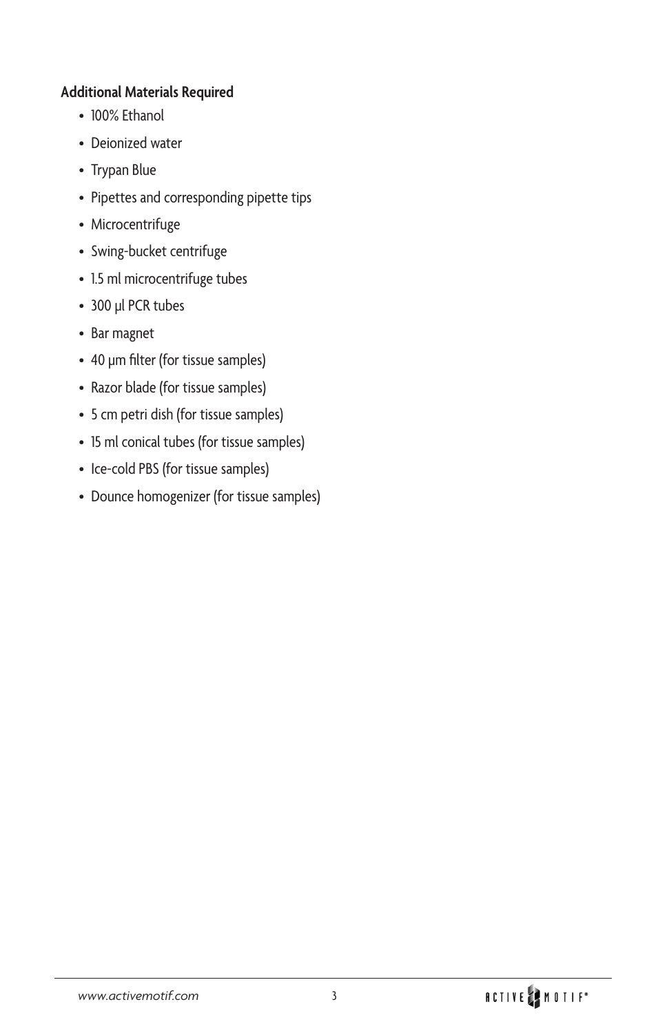**Additional Materials Required**

- 100% Ethanol
- Deionized water
- Trypan Blue
- Pipettes and corresponding pipette tips
- Microcentrifuge
- Swing-bucket centrifuge
- 1.5 ml microcentrifuge tubes
- 300 µl PCR tubes
- Bar magnet
- 40 µm filter (for tissue samples)
- Razor blade (for tissue samples)
- 5 cm petri dish (for tissue samples)
- 15 ml conical tubes (for tissue samples)
- Ice-cold PBS (for tissue samples)
- Dounce homogenizer (for tissue samples)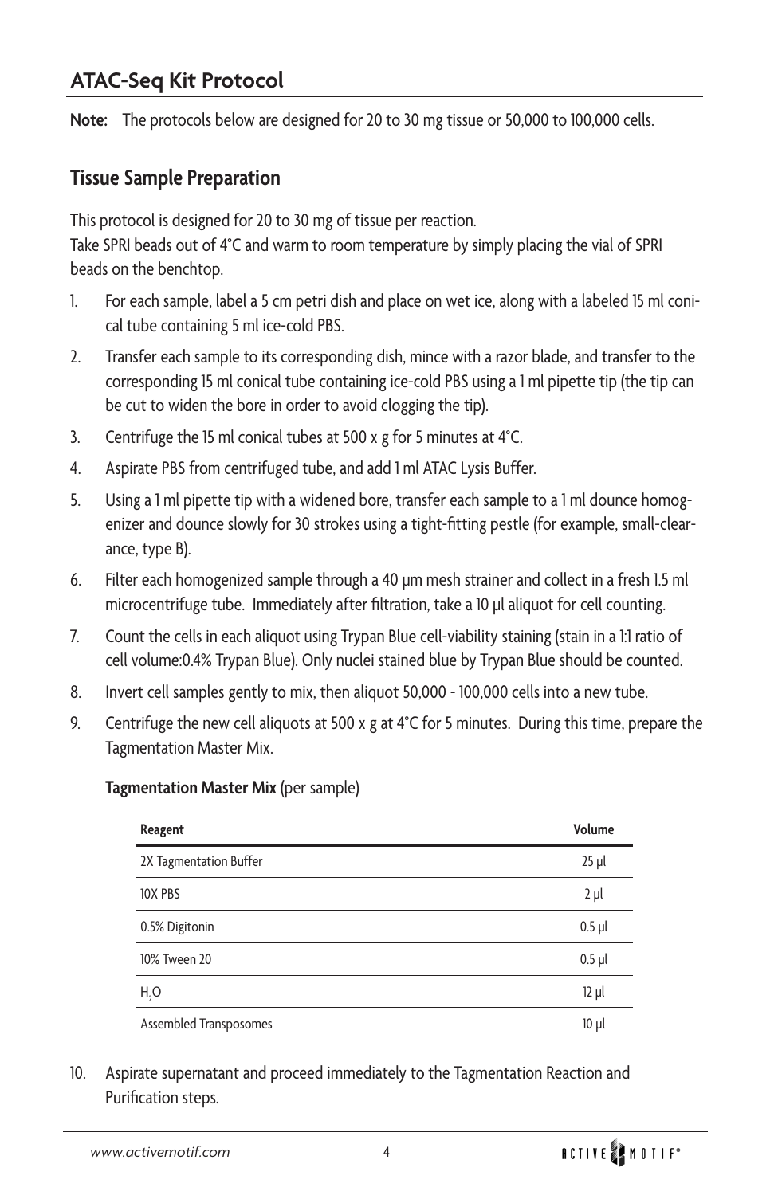## ATAC-Seq Kit Protocol

**Note:** The protocols below are designed for 20 to 30 mg tissue or 50,000 to 100,000 cells.

### Tissue Sample Preparation

This protocol is designed for 20 to 30 mg of tissue per reaction.
Take SPRI beads out of 4°C and warm to room temperature by simply placing the vial of SPRI beads on the benchtop.

1. For each sample, label a 5 cm petri dish and place on wet ice, along with a labeled 15 ml conical tube containing 5 ml ice-cold PBS.
2. Transfer each sample to its corresponding dish, mince with a razor blade, and transfer to the corresponding 15 ml conical tube containing ice-cold PBS using a 1 ml pipette tip (the tip can be cut to widen the bore in order to avoid clogging the tip).
3. Centrifuge the 15 ml conical tubes at 500 x g for 5 minutes at 4°C.
4. Aspirate PBS from centrifuged tube, and add 1 ml ATAC Lysis Buffer.
5. Using a 1 ml pipette tip with a widened bore, transfer each sample to a 1 ml dounce homogenizer and dounce slowly for 30 strokes using a tight-fitting pestle (for example, small-clearance, type B).
6. Filter each homogenized sample through a 40 µm mesh strainer and collect in a fresh 1.5 ml microcentrifuge tube. Immediately after filtration, take a 10 µl aliquot for cell counting.
7. Count the cells in each aliquot using Trypan Blue cell-viability staining (stain in a 1:1 ratio of cell volume:0.4% Trypan Blue). Only nuclei stained blue by Trypan Blue should be counted.
8. Invert cell samples gently to mix, then aliquot 50,000 - 100,000 cells into a new tube.
9. Centrifuge the new cell aliquots at 500 x g at 4°C for 5 minutes. During this time, prepare the Tagmentation Master Mix.

   **Tagmentation Master Mix** (per sample)

   | Reagent | Volume |
   |---|---|
   | 2X Tagmentation Buffer | 25 µl |
   | 10X PBS | 2 µl |
   | 0.5% Digitonin | 0.5 µl |
   | 10% Tween 20 | 0.5 µl |
   | $H_2O$ | 12 µl |
   | Assembled Transposomes | 10 µl |

10. Aspirate supernatant and proceed immediately to the Tagmentation Reaction and Purification steps.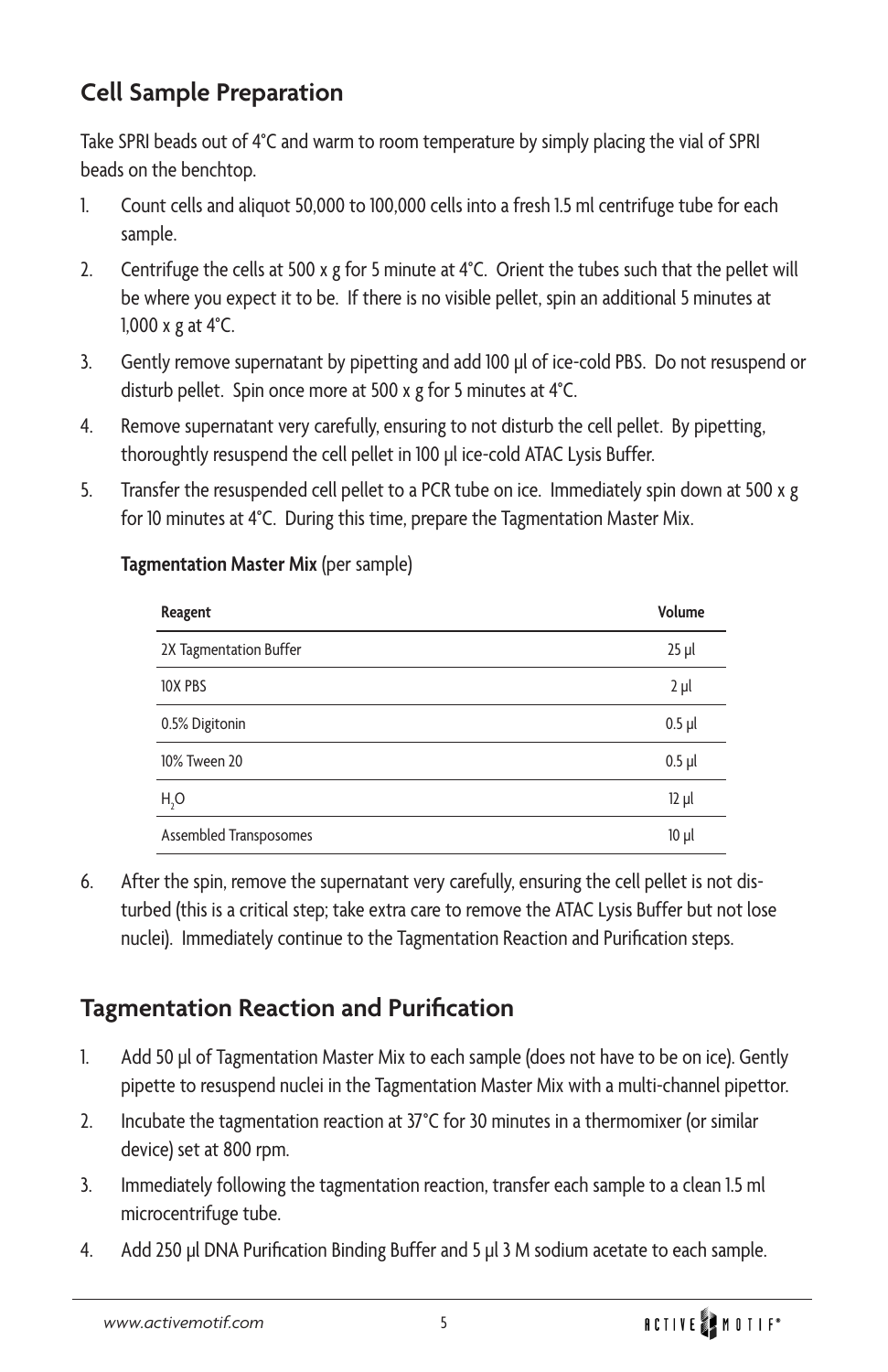## Cell Sample Preparation

Take SPRI beads out of 4°C and warm to room temperature by simply placing the vial of SPRI beads on the benchtop.

1. Count cells and aliquot 50,000 to 100,000 cells into a fresh 1.5 ml centrifuge tube for each sample.
2. Centrifuge the cells at 500 x g for 5 minute at 4°C. Orient the tubes such that the pellet will be where you expect it to be. If there is no visible pellet, spin an additional 5 minutes at 1,000 x g at 4°C.
3. Gently remove supernatant by pipetting and add 100 µl of ice-cold PBS. Do not resuspend or disturb pellet. Spin once more at 500 x g for 5 minutes at 4°C.
4. Remove supernatant very carefully, ensuring to not disturb the cell pellet. By pipetting, thoroughtly resuspend the cell pellet in 100 µl ice-cold ATAC Lysis Buffer.
5. Transfer the resuspended cell pellet to a PCR tube on ice. Immediately spin down at 500 x g for 10 minutes at 4°C. During this time, prepare the Tagmentation Master Mix.

**Tagmentation Master Mix** (per sample)

| Reagent | Volume |
|---|---|
| 2X Tagmentation Buffer | 25 µl |
| 10X PBS | 2 µl |
| 0.5% Digitonin | 0.5 µl |
| 10% Tween 20 | 0.5 µl |
| $H_2O$ | 12 µl |
| Assembled Transposomes | 10 µl |

6. After the spin, remove the supernatant very carefully, ensuring the cell pellet is not disturbed (this is a critical step; take extra care to remove the ATAC Lysis Buffer but not lose nuclei). Immediately continue to the Tagmentation Reaction and Purification steps.

## Tagmentation Reaction and Purification

1. Add 50 µl of Tagmentation Master Mix to each sample (does not have to be on ice). Gently pipette to resuspend nuclei in the Tagmentation Master Mix with a multi-channel pipettor.
2. Incubate the tagmentation reaction at 37°C for 30 minutes in a thermomixer (or similar device) set at 800 rpm.
3. Immediately following the tagmentation reaction, transfer each sample to a clean 1.5 ml microcentrifuge tube.
4. Add 250 µl DNA Purification Binding Buffer and 5 µl 3 M sodium acetate to each sample.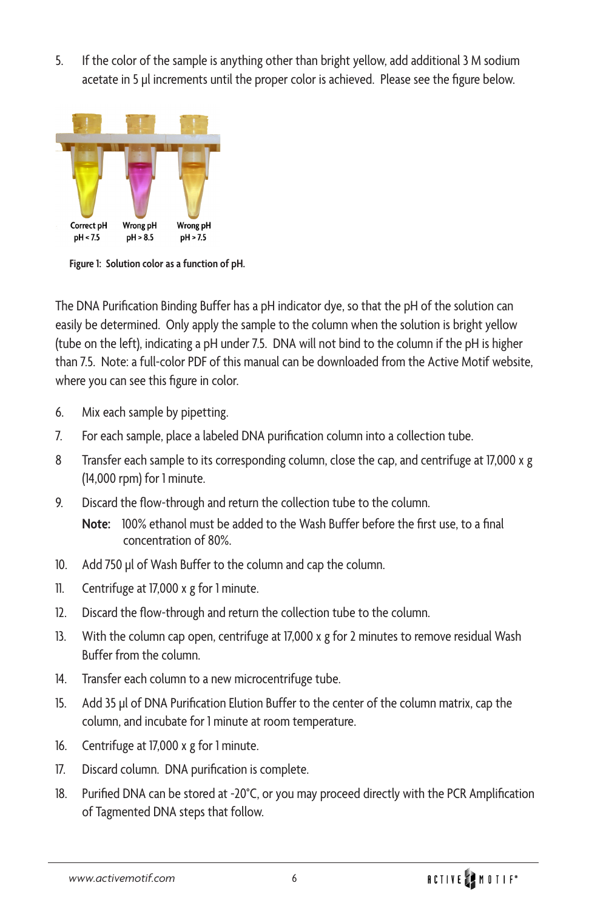5. If the color of the sample is anything other than bright yellow, add additional 3 M sodium acetate in 5 µl increments until the proper color is achieved. Please see the figure below.

Correct pH pH < 7.5 | Wrong pH pH > 8.5 | Wrong pH pH > 7.5

**Figure 1: Solution color as a function of pH.**

The DNA Purification Binding Buffer has a pH indicator dye, so that the pH of the solution can easily be determined. Only apply the sample to the column when the solution is bright yellow (tube on the left), indicating a pH under 7.5. DNA will not bind to the column if the pH is higher than 7.5. Note: a full-color PDF of this manual can be downloaded from the Active Motif website, where you can see this figure in color.

6. Mix each sample by pipetting.
7. For each sample, place a labeled DNA purification column into a collection tube.
8. Transfer each sample to its corresponding column, close the cap, and centrifuge at 17,000 x g (14,000 rpm) for 1 minute.
9. Discard the flow-through and return the collection tube to the column.

   **Note:** 100% ethanol must be added to the Wash Buffer before the first use, to a final concentration of 80%.
10. Add 750 µl of Wash Buffer to the column and cap the column.
11. Centrifuge at 17,000 x g for 1 minute.
12. Discard the flow-through and return the collection tube to the column.
13. With the column cap open, centrifuge at 17,000 x g for 2 minutes to remove residual Wash Buffer from the column.
14. Transfer each column to a new microcentrifuge tube.
15. Add 35 µl of DNA Purification Elution Buffer to the center of the column matrix, cap the column, and incubate for 1 minute at room temperature.
16. Centrifuge at 17,000 x g for 1 minute.
17. Discard column. DNA purification is complete.
18. Purified DNA can be stored at -20°C, or you may proceed directly with the PCR Amplification of Tagmented DNA steps that follow.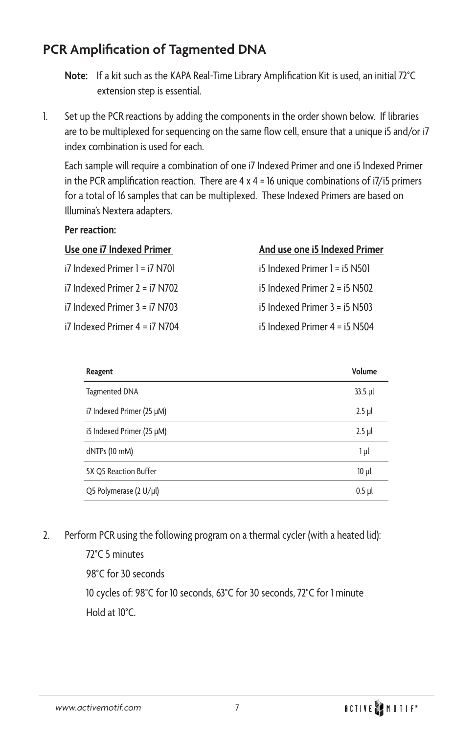## PCR Amplification of Tagmented DNA

**Note:** If a kit such as the KAPA Real-Time Library Amplification Kit is used, an initial 72°C extension step is essential.

1. Set up the PCR reactions by adding the components in the order shown below. If libraries are to be multiplexed for sequencing on the same flow cell, ensure that a unique i5 and/or i7 index combination is used for each.

   Each sample will require a combination of one i7 Indexed Primer and one i5 Indexed Primer in the PCR amplification reaction. There are 4 x 4 = 16 unique combinations of i7/i5 primers for a total of 16 samples that can be multiplexed. These Indexed Primers are based on Illumina's Nextera adapters.

   **Per reaction:**

| Use one i7 Indexed Primer | And use one i5 Indexed Primer |
| --- | --- |
| i7 Indexed Primer 1 = i7 N701 | i5 Indexed Primer 1 = i5 N501 |
| i7 Indexed Primer 2 = i7 N702 | i5 Indexed Primer 2 = i5 N502 |
| i7 Indexed Primer 3 = i7 N703 | i5 Indexed Primer 3 = i5 N503 |
| i7 Indexed Primer 4 = i7 N704 | i5 Indexed Primer 4 = i5 N504 |

| Reagent | Volume |
| --- | --- |
| Tagmented DNA | 33.5 µl |
| i7 Indexed Primer (25 µM) | 2.5 µl |
| i5 Indexed Primer (25 µM) | 2.5 µl |
| dNTPs (10 mM) | 1 µl |
| 5X Q5 Reaction Buffer | 10 µl |
| Q5 Polymerase (2 U/µl) | 0.5 µl |

2. Perform PCR using the following program on a thermal cycler (with a heated lid):

   72°C 5 minutes

   98°C for 30 seconds

   10 cycles of: 98°C for 10 seconds, 63°C for 30 seconds, 72°C for 1 minute

   Hold at 10°C.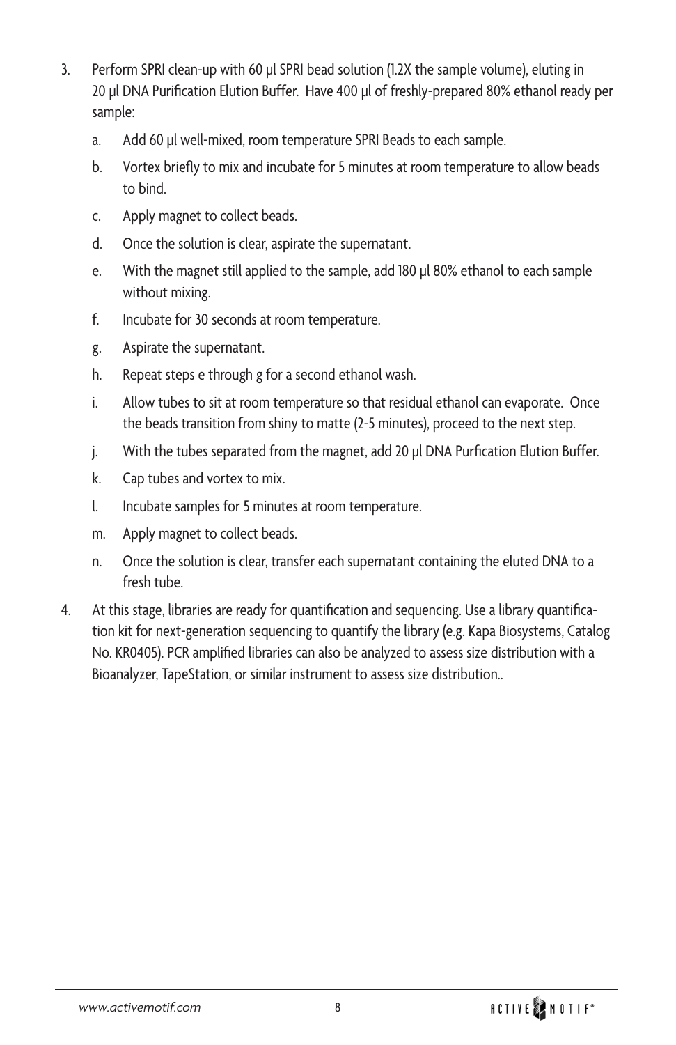3. Perform SPRI clean-up with 60 µl SPRI bead solution (1.2X the sample volume), eluting in 20 µl DNA Purification Elution Buffer. Have 400 µl of freshly-prepared 80% ethanol ready per sample:

    a. Add 60 µl well-mixed, room temperature SPRI Beads to each sample.

    b. Vortex briefly to mix and incubate for 5 minutes at room temperature to allow beads to bind.

    c. Apply magnet to collect beads.

    d. Once the solution is clear, aspirate the supernatant.

    e. With the magnet still applied to the sample, add 180 µl 80% ethanol to each sample without mixing.

    f. Incubate for 30 seconds at room temperature.

    g. Aspirate the supernatant.

    h. Repeat steps e through g for a second ethanol wash.

    i. Allow tubes to sit at room temperature so that residual ethanol can evaporate. Once the beads transition from shiny to matte (2-5 minutes), proceed to the next step.

    j. With the tubes separated from the magnet, add 20 µl DNA Purfication Elution Buffer.

    k. Cap tubes and vortex to mix.

    l. Incubate samples for 5 minutes at room temperature.

    m. Apply magnet to collect beads.

    n. Once the solution is clear, transfer each supernatant containing the eluted DNA to a fresh tube.

4. At this stage, libraries are ready for quantification and sequencing. Use a library quantification kit for next-generation sequencing to quantify the library (e.g. Kapa Biosystems, Catalog No. KR0405). PCR amplified libraries can also be analyzed to assess size distribution with a Bioanalyzer, TapeStation, or similar instrument to assess size distribution..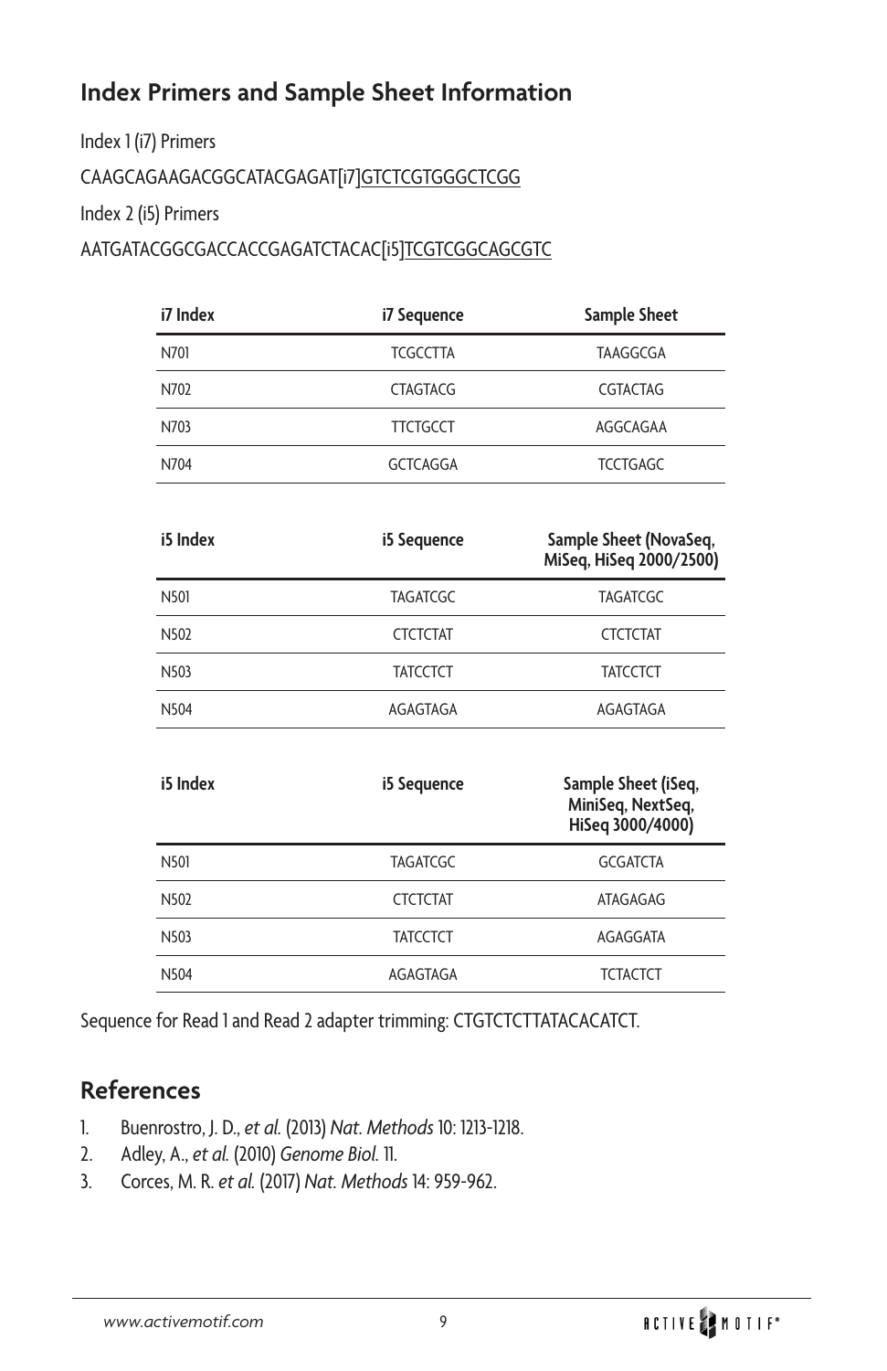## Index Primers and Sample Sheet Information

Index 1 (i7) Primers

CAAGCAGAAGACGGCATACGAGAT[i7]<u>GTCTCGTGGGCTCGG</u>

Index 2 (i5) Primers

AATGATACGGCGACCACCGAGATCTACAC[i5]<u>TCGTCGGCAGCGTC</u>

| i7 Index | i7 Sequence | Sample Sheet |
|---|---|---|
| N701 | TCGCCTTA | TAAGGCGA |
| N702 | CTAGTACG | CGTACTAG |
| N703 | TTCTGCCT | AGGCAGAA |
| N704 | GCTCAGGA | TCCTGAGC |

| i5 Index | i5 Sequence | Sample Sheet (NovaSeq, MiSeq, HiSeq 2000/2500) |
|---|---|---|
| N501 | TAGATCGC | TAGATCGC |
| N502 | CTCTCTAT | CTCTCTAT |
| N503 | TATCCTCT | TATCCTCT |
| N504 | AGAGTAGA | AGAGTAGA |

| i5 Index | i5 Sequence | Sample Sheet (iSeq, MiniSeq, NextSeq, HiSeq 3000/4000) |
|---|---|---|
| N501 | TAGATCGC | GCGATCTA |
| N502 | CTCTCTAT | ATAGAGAG |
| N503 | TATCCTCT | AGAGGATA |
| N504 | AGAGTAGA | TCTACTCT |

Sequence for Read 1 and Read 2 adapter trimming: CTGTCTCTTATACACATCT.

## References

1. Buenrostro, J. D., *et al.* (2013) *Nat. Methods* 10: 1213-1218.
2. Adley, A., *et al.* (2010) *Genome Biol.* 11.
3. Corces, M. R. *et al.* (2017) *Nat. Methods* 14: 959-962.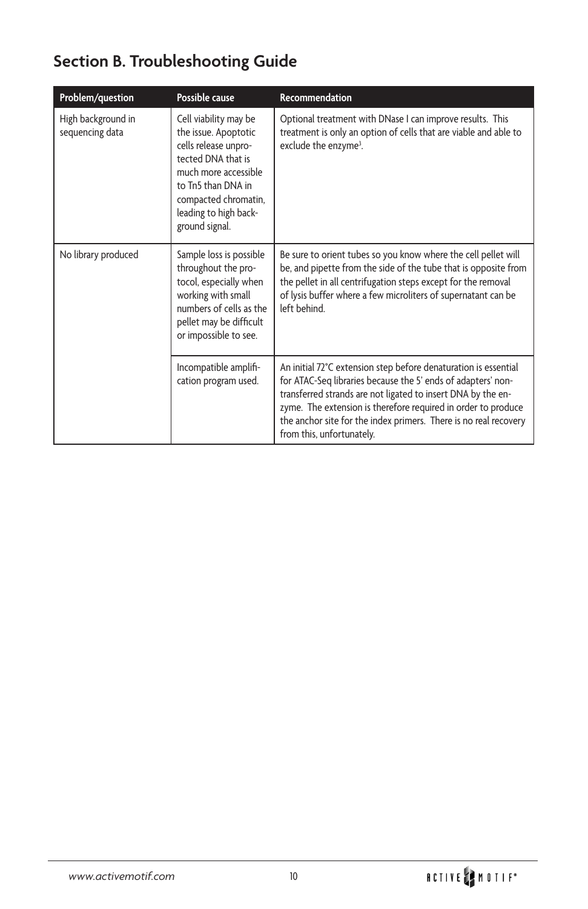## Section B. Troubleshooting Guide

| Problem/question | Possible cause | Recommendation |
| --- | --- | --- |
| High background in sequencing data | Cell viability may be the issue. Apoptotic cells release unprotected DNA that is much more accessible to Tn5 than DNA in compacted chromatin, leading to high background signal. | Optional treatment with DNase I can improve results. This treatment is only an option of cells that are viable and able to exclude the enzyme[3]. |
| No library produced | Sample loss is possible throughout the protocol, especially when working with small numbers of cells as the pellet may be difficult or impossible to see. | Be sure to orient tubes so you know where the cell pellet will be, and pipette from the side of the tube that is opposite from the pellet in all centrifugation steps except for the removal of lysis buffer where a few microliters of supernatant can be left behind. |
| | Incompatible amplification program used. | An initial 72°C extension step before denaturation is essential for ATAC-Seq libraries because the 5' ends of adapters' non-transferred strands are not ligated to insert DNA by the enzyme. The extension is therefore required in order to produce the anchor site for the index primers. There is no real recovery from this, unfortunately. |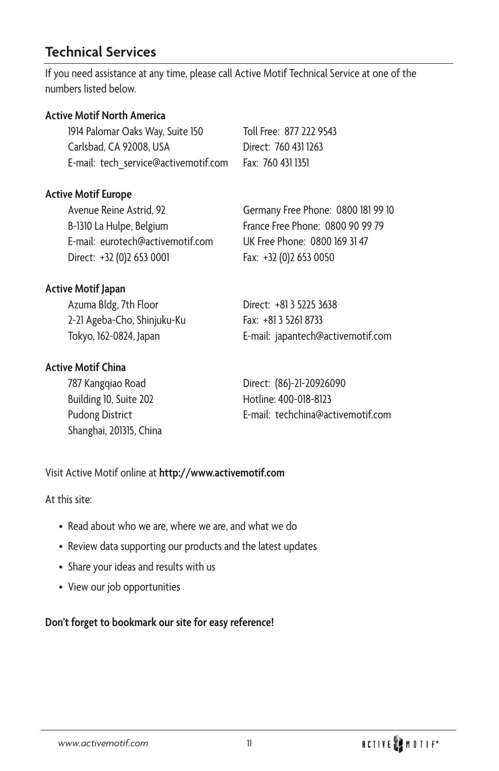## Technical Services

If you need assistance at any time, please call Active Motif Technical Service at one of the numbers listed below.

**Active Motif North America**

1914 Palomar Oaks Way, Suite 150
Carlsbad, CA 92008, USA
E-mail: tech_service@activemotif.com

Toll Free: 877 222 9543
Direct: 760 431 1263
Fax: 760 431 1351

**Active Motif Europe**

Avenue Reine Astrid, 92
B-1310 La Hulpe, Belgium
E-mail: eurotech@activemotif.com
Direct: +32 (0)2 653 0001

Germany Free Phone: 0800 181 99 10
France Free Phone: 0800 90 99 79
UK Free Phone: 0800 169 31 47
Fax: +32 (0)2 653 0050

**Active Motif Japan**

Azuma Bldg, 7th Floor
2-21 Ageba-Cho, Shinjuku-Ku
Tokyo, 162-0824, Japan

Direct: +81 3 5225 3638
Fax: +81 3 5261 8733
E-mail: japantech@activemotif.com

**Active Motif China**

787 Kangqiao Road
Building 10, Suite 202
Pudong District
Shanghai, 201315, China

Direct: (86)-21-20926090
Hotline: 400-018-8123
E-mail: techchina@activemotif.com

Visit Active Motif online at **http://www.activemotif.com**

At this site:

- Read about who we are, where we are, and what we do
- Review data supporting our products and the latest updates
- Share your ideas and results with us
- View our job opportunities

**Don't forget to bookmark our site for easy reference!**